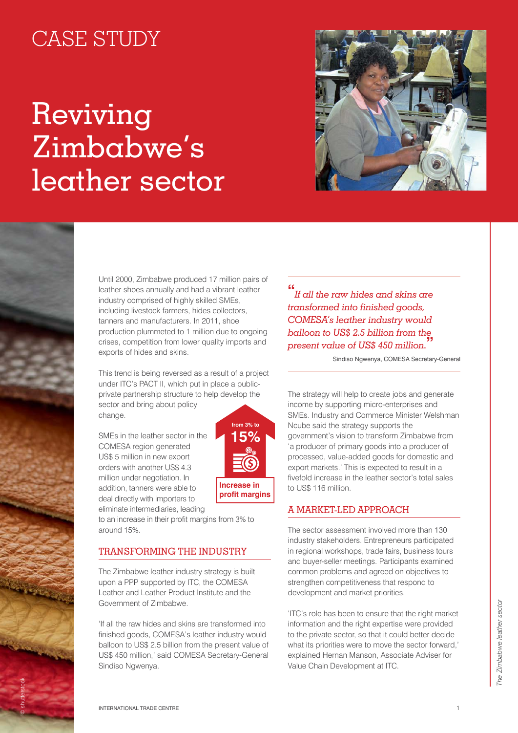CASE STUDY

# Reviving Zimbabwe's leather sector

Until 2000, Zimbabwe produced 17 million pairs of leather shoes annually and had a vibrant leather industry comprised of highly skilled SMEs, including livestock farmers, hides collectors, tanners and manufacturers. In 2011, shoe production plummeted to 1 million due to ongoing crises, competition from lower quality imports and exports of hides and skins.

This trend is being reversed as a result of a project under ITC's PACT II, which put in place a public-private partnership structure to help develop the sector and bring about policy change.

SMEs in the leather sector in the COMESA region generated US$ 5 million in new export orders with another US$ 4.3 million under negotiation. In addition, tanners were able to deal directly with importers to eliminate intermediaries, leading to an increase in their profit margins from 3% to around 15%.

**from 3% to 15%**

**Increase in profit margins**

## TRANSFORMING THE INDUSTRY

The Zimbabwe leather industry strategy is built upon a PPP supported by ITC, the COMESA Leather and Leather Product Institute and the Government of Zimbabwe.

'If all the raw hides and skins are transformed into finished goods, COMESA's leather industry would balloon to US$ 2.5 billion from the present value of US$ 450 million,' said COMESA Secretary-General Sindiso Ngwenya.

> *"If all the raw hides and skins are transformed into finished goods, COMESA's leather industry would balloon to US$ 2.5 billion from the present value of US$ 450 million."*
>
> Sindiso Ngwenya, COMESA Secretary-General

The strategy will help to create jobs and generate income by supporting micro-enterprises and SMEs. Industry and Commerce Minister Welshman Ncube said the strategy supports the government's vision to transform Zimbabwe from 'a producer of primary goods into a producer of processed, value-added goods for domestic and export markets.' This is expected to result in a fivefold increase in the leather sector's total sales to US$ 116 million.

## A MARKET-LED APPROACH

The sector assessment involved more than 130 industry stakeholders. Entrepreneurs participated in regional workshops, trade fairs, business tours and buyer-seller meetings. Participants examined common problems and agreed on objectives to strengthen competitiveness that respond to development and market priorities.

'ITC's role has been to ensure that the right market information and the right expertise were provided to the private sector, so that it could better decide what its priorities were to move the sector forward,' explained Hernan Manson, Associate Adviser for Value Chain Development at ITC.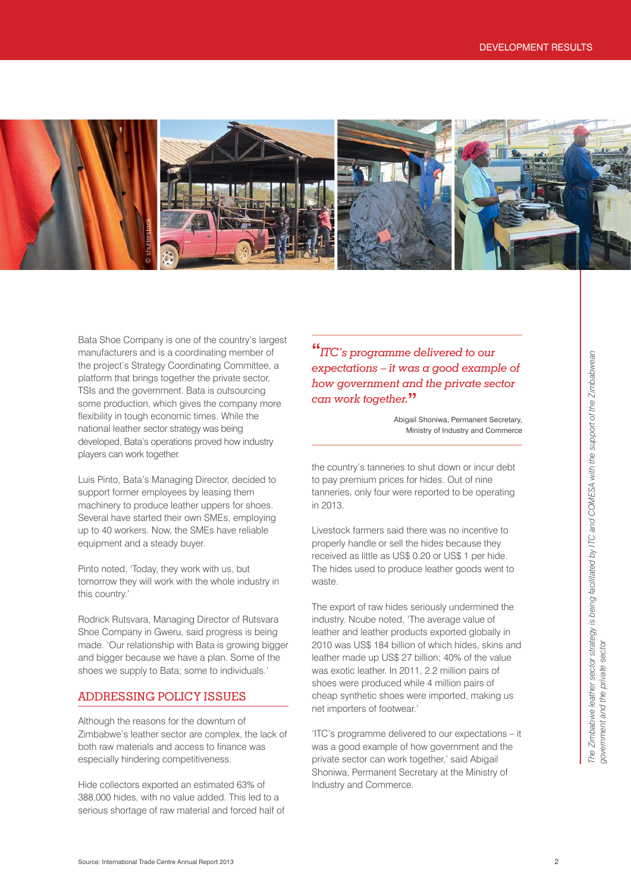Bata Shoe Company is one of the country's largest manufacturers and is a coordinating member of the project's Strategy Coordinating Committee, a platform that brings together the private sector, TSIs and the government. Bata is outsourcing some production, which gives the company more flexibility in tough economic times. While the national leather sector strategy was being developed, Bata's operations proved how industry players can work together.

Luis Pinto, Bata's Managing Director, decided to support former employees by leasing them machinery to produce leather uppers for shoes. Several have started their own SMEs, employing up to 40 workers. Now, the SMEs have reliable equipment and a steady buyer.

Pinto noted, 'Today, they work with us, but tomorrow they will work with the whole industry in this country.'

Rodrick Rutsvara, Managing Director of Rutsvara Shoe Company in Gweru, said progress is being made. 'Our relationship with Bata is growing bigger and bigger because we have a plan. Some of the shoes we supply to Bata; some to individuals.'

## ADDRESSING POLICY ISSUES

Although the reasons for the downturn of Zimbabwe's leather sector are complex, the lack of both raw materials and access to finance was especially hindering competitiveness.

Hide collectors exported an estimated 63% of 388,000 hides, with no value added. This led to a serious shortage of raw material and forced half of the country's tanneries to shut down or incur debt to pay premium prices for hides. Out of nine tanneries, only four were reported to be operating in 2013.

> *"ITC's programme delivered to our expectations – it was a good example of how government and the private sector can work together."*
>
> Abigail Shoniwa, Permanent Secretary, Ministry of Industry and Commerce

Livestock farmers said there was no incentive to properly handle or sell the hides because they received as little as US$ 0.20 or US$ 1 per hide. The hides used to produce leather goods went to waste.

The export of raw hides seriously undermined the industry. Ncube noted, 'The average value of leather and leather products exported globally in 2010 was US$ 184 billion of which hides, skins and leather made up US$ 27 billion; 40% of the value was exotic leather. In 2011, 2.2 million pairs of shoes were produced while 4 million pairs of cheap synthetic shoes were imported, making us net importers of footwear.'

'ITC's programme delivered to our expectations – it was a good example of how government and the private sector can work together,' said Abigail Shoniwa, Permanent Secretary at the Ministry of Industry and Commerce.

*The Zimbabwe leather sector strategy is being facilitated by ITC and COMESA with the support of the Zimbabwean government and the private sector*

Source: International Trade Centre Annual Report 2013